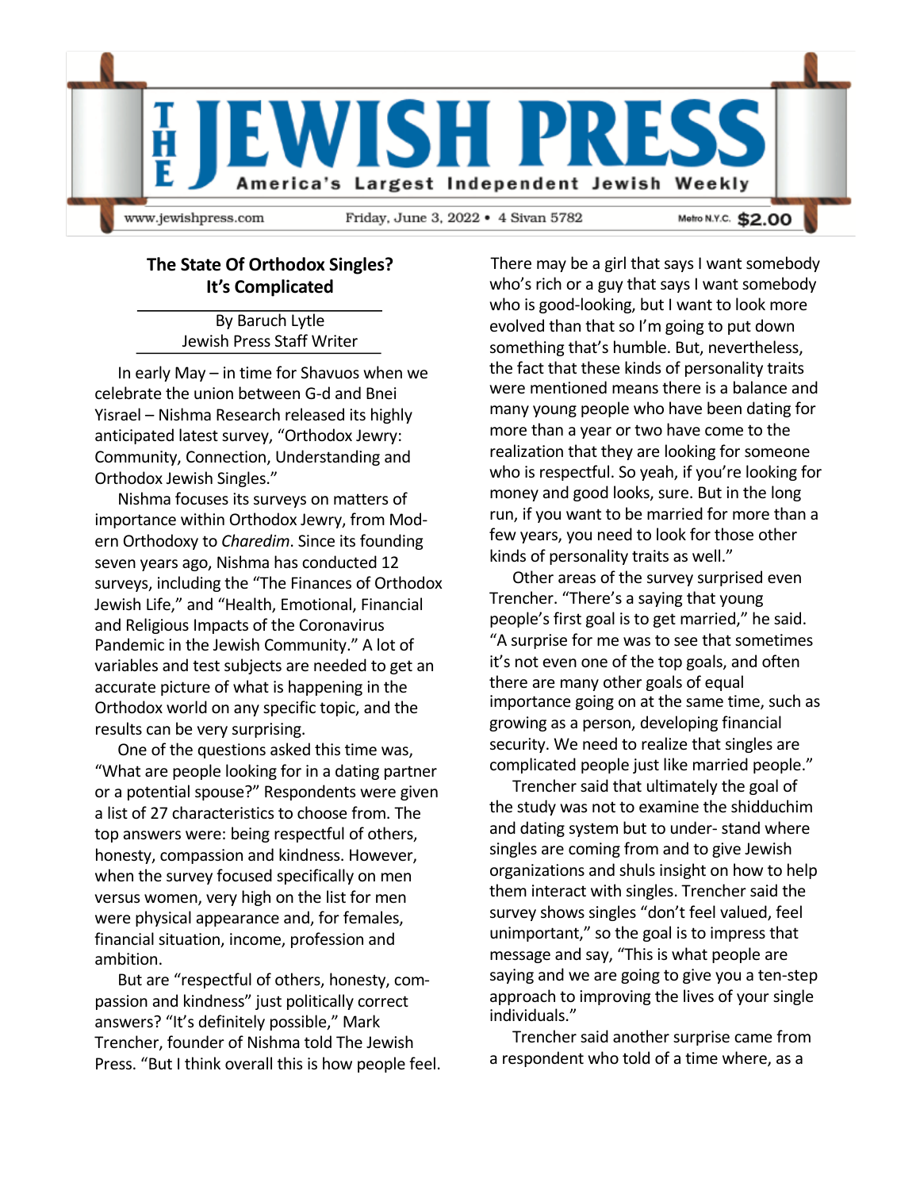# THE JEWISH PRESS

America's Largest Independent Jewish Weekly

www.jewishpress.com  Friday, June 3, 2022 • 4 Sivan 5782  Metro N.Y.C. $2.00

## The State Of Orthodox Singles? It's Complicated

By Baruch Lytle
Jewish Press Staff Writer

In early May – in time for Shavuos when we celebrate the union between G-d and Bnei Yisrael – Nishma Research released its highly anticipated latest survey, "Orthodox Jewry: Community, Connection, Understanding and Orthodox Jewish Singles."

Nishma focuses its surveys on matters of importance within Orthodox Jewry, from Modern Orthodoxy to *Charedim*. Since its founding seven years ago, Nishma has conducted 12 surveys, including the "The Finances of Orthodox Jewish Life," and "Health, Emotional, Financial and Religious Impacts of the Coronavirus Pandemic in the Jewish Community." A lot of variables and test subjects are needed to get an accurate picture of what is happening in the Orthodox world on any specific topic, and the results can be very surprising.

One of the questions asked this time was, "What are people looking for in a dating partner or a potential spouse?" Respondents were given a list of 27 characteristics to choose from. The top answers were: being respectful of others, honesty, compassion and kindness. However, when the survey focused specifically on men versus women, very high on the list for men were physical appearance and, for females, financial situation, income, profession and ambition.

But are "respectful of others, honesty, compassion and kindness" just politically correct answers? "It's definitely possible," Mark Trencher, founder of Nishma told The Jewish Press. "But I think overall this is how people feel. There may be a girl that says I want somebody who's rich or a guy that says I want somebody who is good-looking, but I want to look more evolved than that so I'm going to put down something that's humble. But, nevertheless, the fact that these kinds of personality traits were mentioned means there is a balance and many young people who have been dating for more than a year or two have come to the realization that they are looking for someone who is respectful. So yeah, if you're looking for money and good looks, sure. But in the long run, if you want to be married for more than a few years, you need to look for those other kinds of personality traits as well."

Other areas of the survey surprised even Trencher. "There's a saying that young people's first goal is to get married," he said. "A surprise for me was to see that sometimes it's not even one of the top goals, and often there are many other goals of equal importance going on at the same time, such as growing as a person, developing financial security. We need to realize that singles are complicated people just like married people."

Trencher said that ultimately the goal of the study was not to examine the shidduchim and dating system but to under- stand where singles are coming from and to give Jewish organizations and shuls insight on how to help them interact with singles. Trencher said the survey shows singles "don't feel valued, feel unimportant," so the goal is to impress that message and say, "This is what people are saying and we are going to give you a ten-step approach to improving the lives of your single individuals."

Trencher said another surprise came from a respondent who told of a time where, as a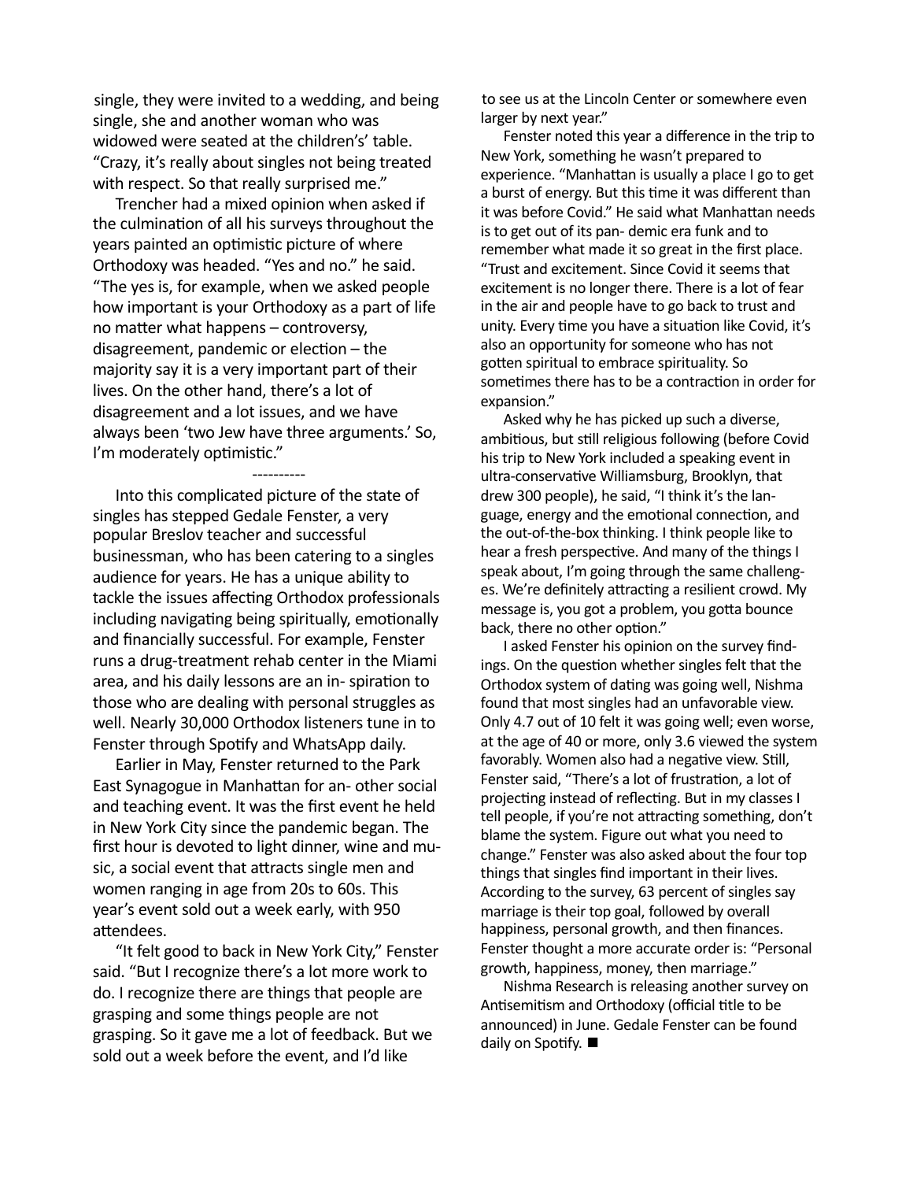single, they were invited to a wedding, and being single, she and another woman who was widowed were seated at the childrens' table. "Crazy, it's really about singles not being treated with respect. So that really surprised me."

Trencher had a mixed opinion when asked if the culmination of all his surveys throughout the years painted an optimistic picture of where Orthodoxy was headed. "Yes and no." he said. "The yes is, for example, when we asked people how important is your Orthodoxy as a part of life no matter what happens – controversy, disagreement, pandemic or election – the majority say it is a very important part of their lives. On the other hand, there's a lot of disagreement and a lot issues, and we have always been 'two Jew have three arguments.' So, I'm moderately optimistic."

----------

Into this complicated picture of the state of singles has stepped Gedale Fenster, a very popular Breslov teacher and successful businessman, who has been catering to a singles audience for years. He has a unique ability to tackle the issues affecting Orthodox professionals including navigating being spiritually, emotionally and financially successful. For example, Fenster runs a drug-treatment rehab center in the Miami area, and his daily lessons are an in- spiration to those who are dealing with personal struggles as well. Nearly 30,000 Orthodox listeners tune in to Fenster through Spotify and WhatsApp daily.

Earlier in May, Fenster returned to the Park East Synagogue in Manhattan for an- other social and teaching event. It was the first event he held in New York City since the pandemic began. The first hour is devoted to light dinner, wine and mu- sic, a social event that attracts single men and women ranging in age from 20s to 60s. This year's event sold out a week early, with 950 attendees.

"It felt good to back in New York City," Fenster said. "But I recognize there's a lot more work to do. I recognize there are things that people are grasping and some things people are not grasping. So it gave me a lot of feedback. But we sold out a week before the event, and I'd like to see us at the Lincoln Center or somewhere even larger by next year."

Fenster noted this year a difference in the trip to New York, something he wasn't prepared to experience. "Manhattan is usually a place I go to get a burst of energy. But this time it was different than it was before Covid." He said what Manhattan needs is to get out of its pan- demic era funk and to remember what made it so great in the first place. "Trust and excitement. Since Covid it seems that excitement is no longer there. There is a lot of fear in the air and people have to go back to trust and unity. Every time you have a situation like Covid, it's also an opportunity for someone who has not gotten spiritual to embrace spirituality. So sometimes there has to be a contraction in order for expansion."

Asked why he has picked up such a diverse, ambitious, but still religious following (before Covid his trip to New York included a speaking event in ultra-conservative Williamsburg, Brooklyn, that drew 300 people), he said, "I think it's the lan- guage, energy and the emotional connection, and the out-of-the-box thinking. I think people like to hear a fresh perspective. And many of the things I speak about, I'm going through the same challeng- es. We're definitely attracting a resilient crowd. My message is, you got a problem, you gotta bounce back, there no other option."

I asked Fenster his opinion on the survey find- ings. On the question whether singles felt that the Orthodox system of dating was going well, Nishma found that most singles had an unfavorable view. Only 4.7 out of 10 felt it was going well; even worse, at the age of 40 or more, only 3.6 viewed the system favorably. Women also had a negative view. Still, Fenster said, "There's a lot of frustration, a lot of projecting instead of reflecting. But in my classes I tell people, if you're not attracting something, don't blame the system. Figure out what you need to change." Fenster was also asked about the four top things that singles find important in their lives. According to the survey, 63 percent of singles say marriage is their top goal, followed by overall happiness, personal growth, and then finances. Fenster thought a more accurate order is: "Personal growth, happiness, money, then marriage."

Nishma Research is releasing another survey on Antisemitism and Orthodoxy (official title to be announced) in June. Gedale Fenster can be found daily on Spotify. ■